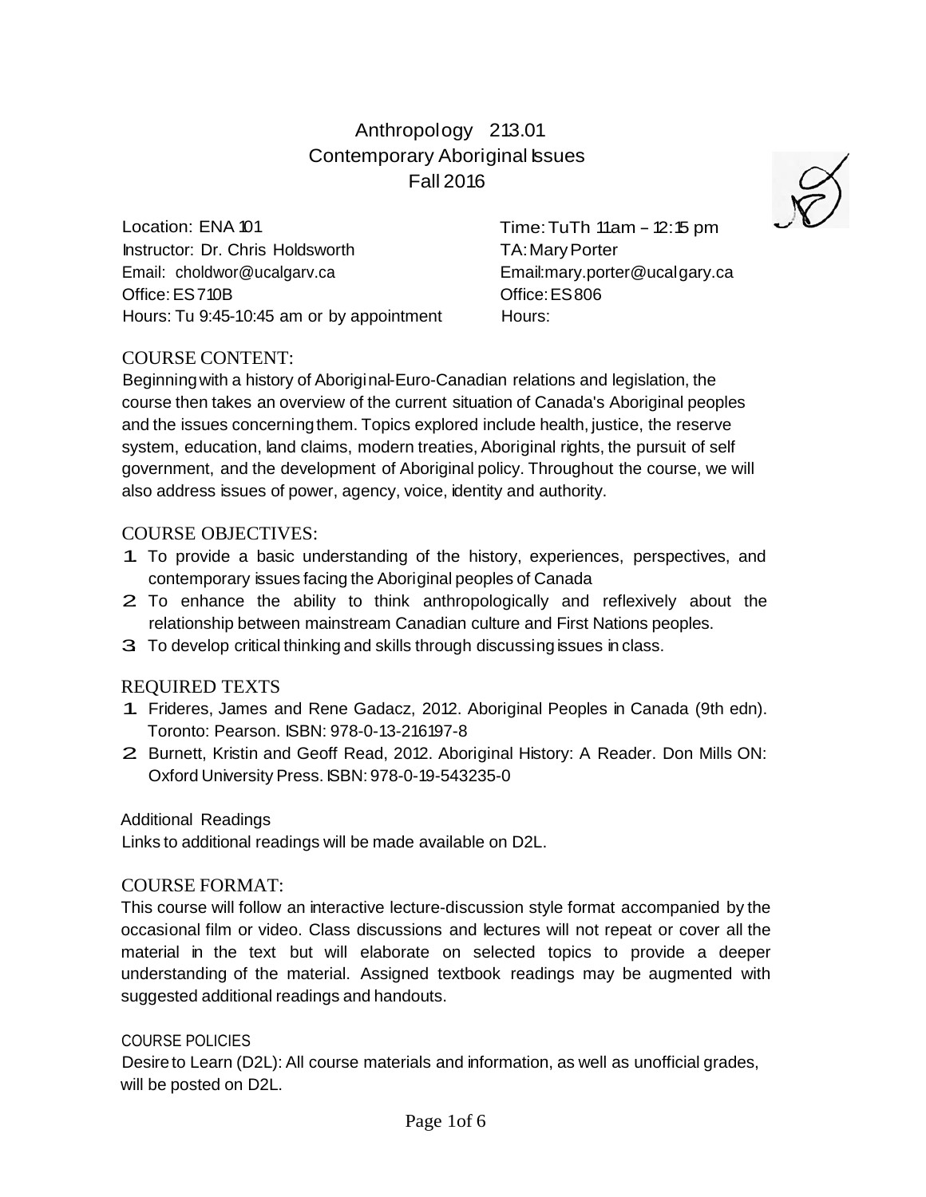# Anthropology 213.01
# Contemporary Aboriginal Issues
# Fall 2016

Location: ENA 101
Time: TuTh 11am – 12:15 pm

Instructor: Dr. Chris Holdsworth
Email: choldwor@ucalgarv.ca
Office: ES 710B
Hours: Tu 9:45-10:45 am or by appointment

TA: Mary Porter
Email: mary.porter@ucalgary.ca
Office: ES 806
Hours:

## COURSE CONTENT:

Beginning with a history of Aboriginal-Euro-Canadian relations and legislation, the course then takes an overview of the current situation of Canada's Aboriginal peoples and the issues concerning them. Topics explored include health, justice, the reserve system, education, land claims, modern treaties, Aboriginal rights, the pursuit of self government, and the development of Aboriginal policy. Throughout the course, we will also address issues of power, agency, voice, identity and authority.

## COURSE OBJECTIVES:

1. To provide a basic understanding of the history, experiences, perspectives, and contemporary issues facing the Aboriginal peoples of Canada
2. To enhance the ability to think anthropologically and reflexively about the relationship between mainstream Canadian culture and First Nations peoples.
3. To develop critical thinking and skills through discussing issues in class.

## REQUIRED TEXTS

1. Frideres, James and Rene Gadacz, 2012. Aboriginal Peoples in Canada (9th edn). Toronto: Pearson. ISBN: 978-0-13-216197-8
2. Burnett, Kristin and Geoff Read, 2012. Aboriginal History: A Reader. Don Mills ON: Oxford University Press. ISBN: 978-0-19-543235-0

Additional Readings

Links to additional readings will be made available on D2L.

## COURSE FORMAT:

This course will follow an interactive lecture-discussion style format accompanied by the occasional film or video. Class discussions and lectures will not repeat or cover all the material in the text but will elaborate on selected topics to provide a deeper understanding of the material. Assigned textbook readings may be augmented with suggested additional readings and handouts.

### COURSE POLICIES

Desire to Learn (D2L): All course materials and information, as well as unofficial grades, will be posted on D2L.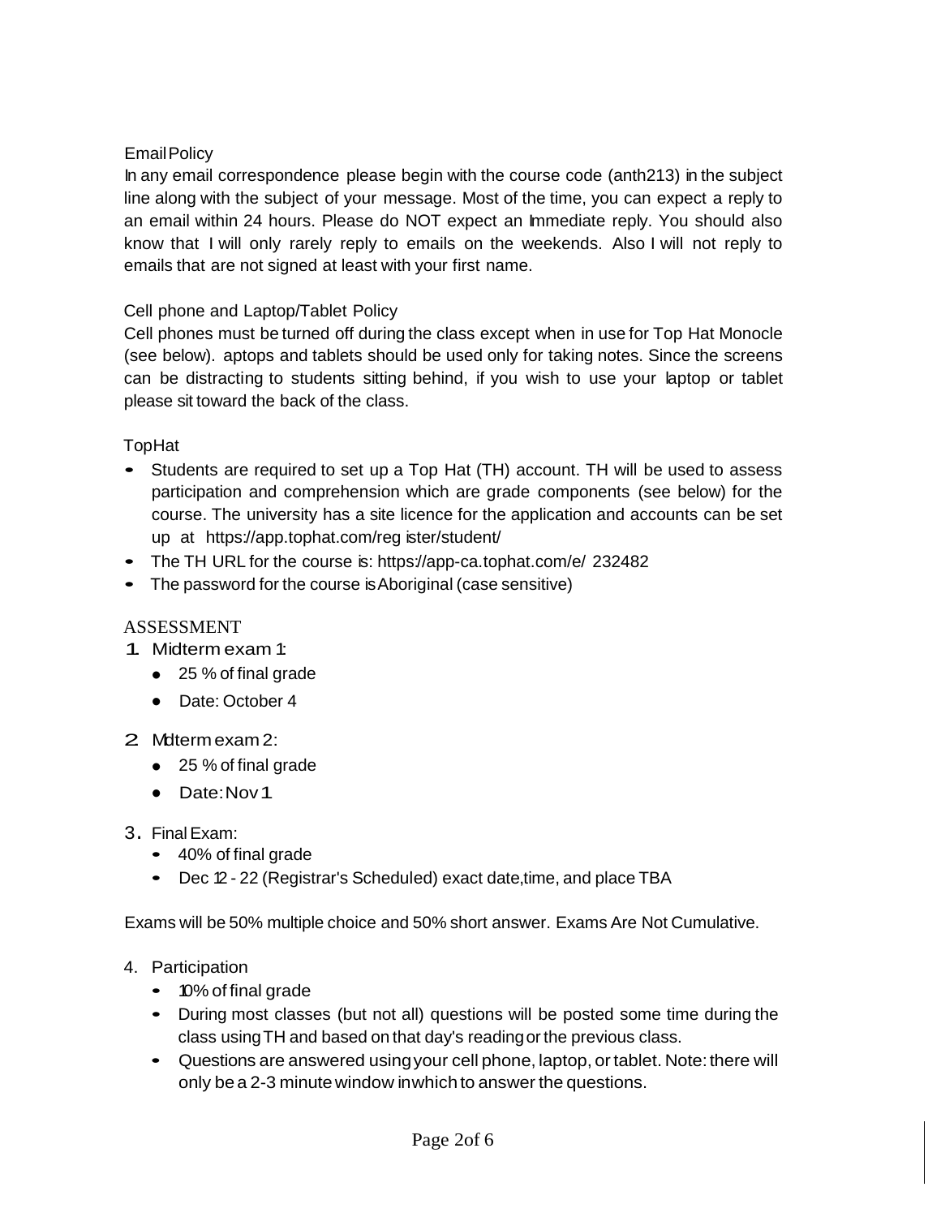Email Policy

In any email correspondence please begin with the course code (anth213) in the subject line along with the subject of your message. Most of the time, you can expect a reply to an email within 24 hours. Please do NOT expect an Immediate reply. You should also know that I will only rarely reply to emails on the weekends. Also I will not reply to emails that are not signed at least with your first name.

Cell phone and Laptop/Tablet Policy

Cell phones must be turned off during the class except when in use for Top Hat Monocle (see below). aptops and tablets should be used only for taking notes. Since the screens can be distracting to students sitting behind, if you wish to use your laptop or tablet please sit toward the back of the class.

TopHat

- Students are required to set up a Top Hat (TH) account. TH will be used to assess participation and comprehension which are grade components (see below) for the course. The university has a site licence for the application and accounts can be set up at https://app.tophat.com/reg ister/student/
- The TH URL for the course is: https://app-ca.tophat.com/e/ 232482
- The password for the course is Aboriginal (case sensitive)

## ASSESSMENT

1. Midterm exam 1:
   - 25 % of final grade
   - Date: October 4
2. Midterm exam 2:
   - 25 % of final grade
   - Date: Nov 1
3. Final Exam:
   - 40% of final grade
   - Dec 12 - 22 (Registrar's Scheduled) exact date, time, and place TBA

Exams will be 50% multiple choice and 50% short answer. Exams Are Not Cumulative.

4. Participation
   - 10% of final grade
   - During most classes (but not all) questions will be posted some time during the class using TH and based on that day's reading or the previous class.
   - Questions are answered using your cell phone, laptop, or tablet. Note: there will only be a 2-3 minute window in which to answer the questions.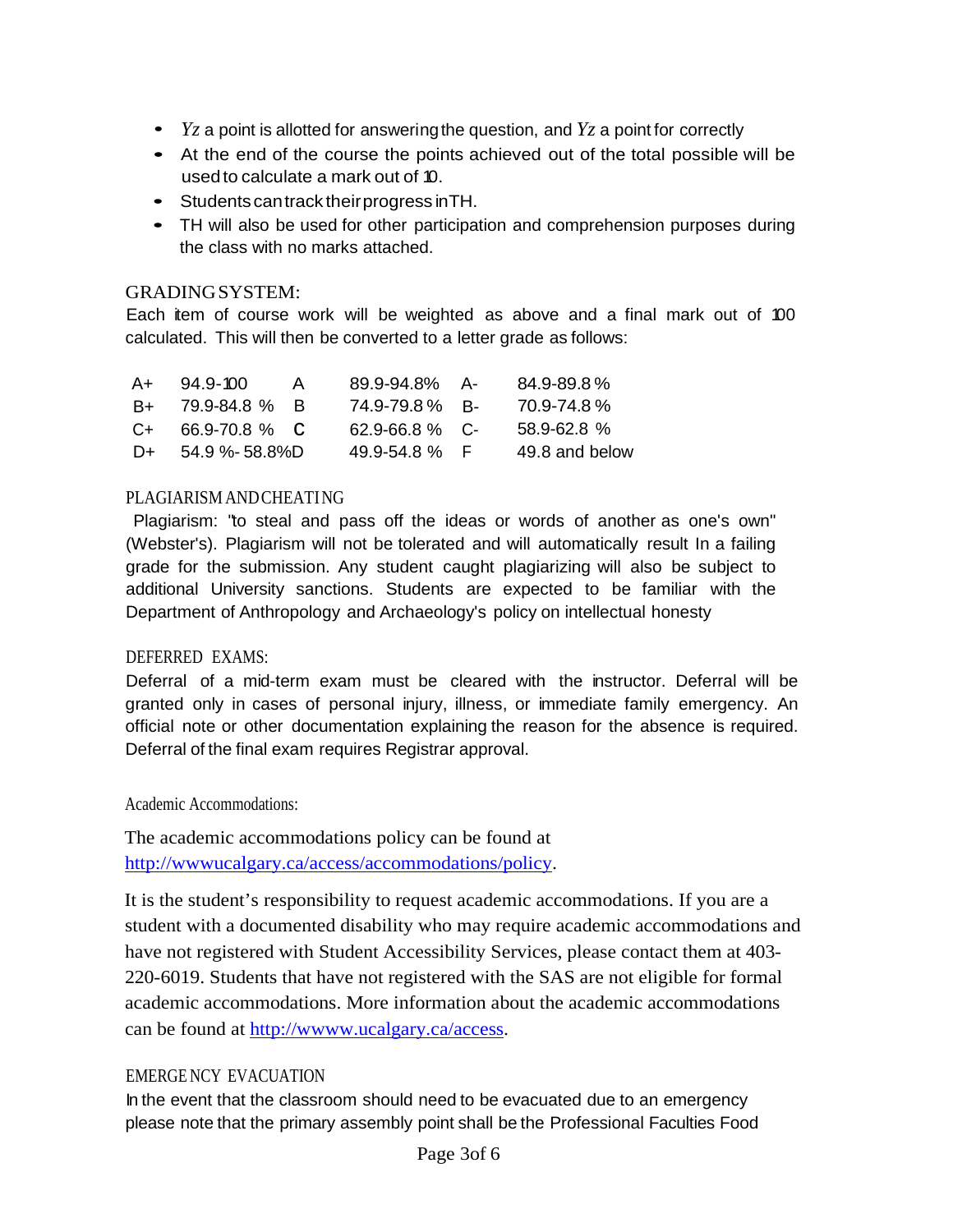- *Yz* a point is allotted for answering the question, and *Yz* a point for correctly
- At the end of the course the points achieved out of the total possible will be used to calculate a mark out of 10.
- Students can track their progress in TH.
- TH will also be used for other participation and comprehension purposes during the class with no marks attached.

## GRADING SYSTEM:

Each item of course work will be weighted as above and a final mark out of 100 calculated. This will then be converted to a letter grade as follows:

| | | | | | |
|---|---|---|---|---|---|
| A+ | 94.9-100 | A | 89.9-94.8% | A- | 84.9-89.8 % |
| B+ | 79.9-84.8 % | B | 74.9-79.8 % | B- | 70.9-74.8 % |
| C+ | 66.9-70.8 % | **C** | 62.9-66.8 % | C- | 58.9-62.8 % |
| D+ | 54.9 %- 58.8% | D | 49.9-54.8 % | F | 49.8 and below |

## PLAGIARISM AND CHEATING

Plagiarism: "to steal and pass off the ideas or words of another as one's own" (Webster's). Plagiarism will not be tolerated and will automatically result In a failing grade for the submission. Any student caught plagiarizing will also be subject to additional University sanctions. Students are expected to be familiar with the Department of Anthropology and Archaeology's policy on intellectual honesty

## DEFERRED EXAMS:

Deferral of a mid-term exam must be cleared with the instructor. Deferral will be granted only in cases of personal injury, illness, or immediate family emergency. An official note or other documentation explaining the reason for the absence is required. Deferral of the final exam requires Registrar approval.

## Academic Accommodations:

The academic accommodations policy can be found at http://wwwucalgary.ca/access/accommodations/policy.

It is the student's responsibility to request academic accommodations. If you are a student with a documented disability who may require academic accommodations and have not registered with Student Accessibility Services, please contact them at 403-220-6019. Students that have not registered with the SAS are not eligible for formal academic accommodations. More information about the academic accommodations can be found at http://wwww.ucalgary.ca/access.

## EMERGENCY EVACUATION

In the event that the classroom should need to be evacuated due to an emergency please note that the primary assembly point shall be the Professional Faculties Food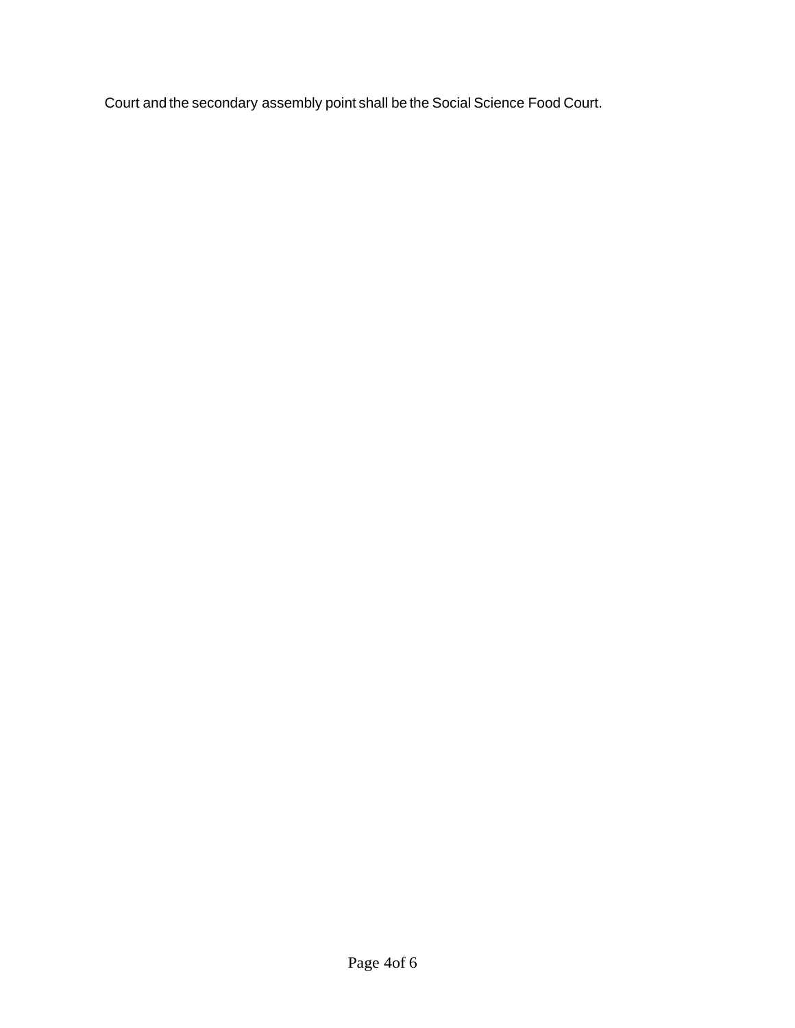Court and the secondary assembly point shall be the Social Science Food Court.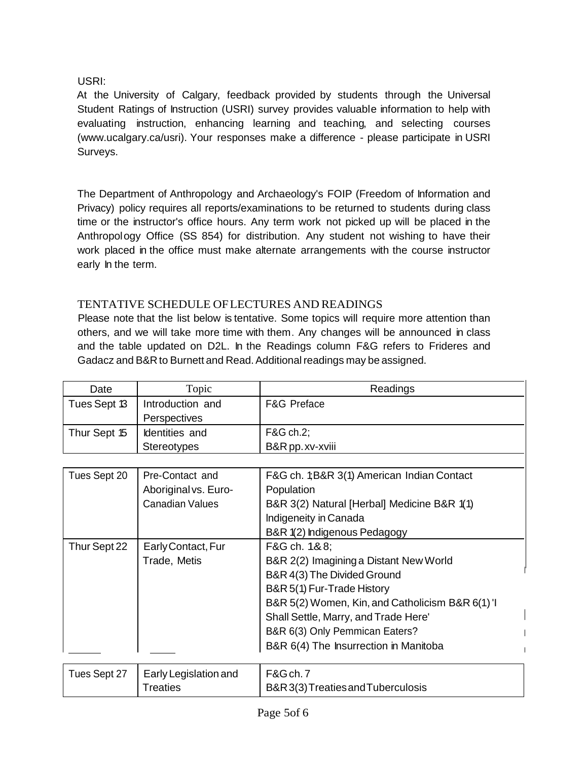USRI:

At the University of Calgary, feedback provided by students through the Universal Student Ratings of Instruction (USRI) survey provides valuable information to help with evaluating instruction, enhancing learning and teaching, and selecting courses (www.ucalgary.ca/usri). Your responses make a difference - please participate in USRI Surveys.

The Department of Anthropology and Archaeology's FOIP (Freedom of Information and Privacy) policy requires all reports/examinations to be returned to students during class time or the instructor's office hours. Any term work not picked up will be placed in the Anthropology Office (SS 854) for distribution. Any student not wishing to have their work placed in the office must make alternate arrangements with the course instructor early In the term.

## TENTATIVE SCHEDULE OF LECTURES AND READINGS

Please note that the list below is tentative. Some topics will require more attention than others, and we will take more time with them. Any changes will be announced in class and the table updated on D2L. In the Readings column F&G refers to Frideres and Gadacz and B&R to Burnett and Read. Additional readings may be assigned.

| Date | Topic | Readings |
|---|---|---|
| Tues Sept 13 | Introduction and Perspectives | F&G Preface |
| Thur Sept 15 | Identities and Stereotypes | F&G ch.2;<br>B&R pp. xv-xviii |
| Tues Sept 20 | Pre-Contact and Aboriginal vs. Euro-Canadian Values | F&G ch. 1;B&R 3(1) American Indian Contact Population<br>B&R 3(2) Natural [Herbal] Medicine B&R 1(1) Indigeneity in Canada<br>B&R 1(2) Indigenous Pedagogy |
| Thur Sept 22 | Early Contact, Fur Trade, Metis | F&G ch. 1& 8;<br>B&R 2(2) Imagining a Distant New World<br>B&R 4(3) The Divided Ground<br>B&R 5(1) Fur-Trade History<br>B&R 5(2) Women, Kin, and Catholicism B&R 6(1) 'I Shall Settle, Marry, and Trade Here'<br>B&R 6(3) Only Pemmican Eaters?<br>B&R 6(4) The Insurrection in Manitoba |
| Tues Sept 27 | Early Legislation and Treaties | F&G ch. 7<br>B&R 3(3) Treaties and Tuberculosis |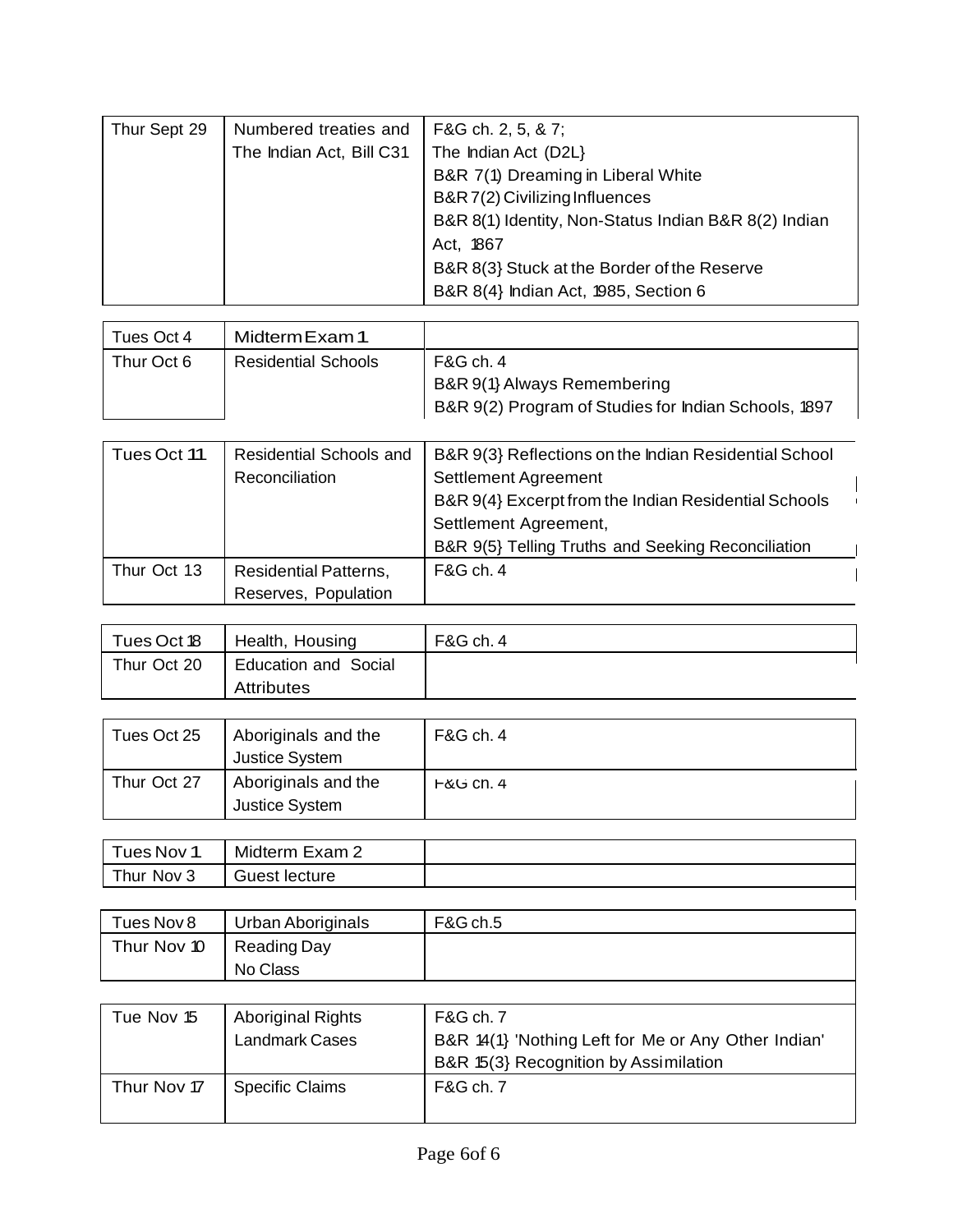| | | |
|---|---|---|
| Thur Sept 29 | Numbered treaties and The Indian Act, Bill C31 | F&G ch. 2, 5, & 7;<br>The Indian Act (D2L}<br>B&R 7(1) Dreaming in Liberal White<br>B&R 7(2) Civilizing Influences<br>B&R 8(1) Identity, Non-Status Indian B&R 8(2) Indian Act, 1867<br>B&R 8(3} Stuck at the Border of the Reserve<br>B&R 8(4} Indian Act, 1985, Section 6 |
| Tues Oct 4 | Midterm Exam 1 | |
| Thur Oct 6 | Residential Schools | F&G ch. 4<br>B&R 9(1} Always Remembering<br>B&R 9(2) Program of Studies for Indian Schools, 1897 |
| Tues Oct 11 | Residential Schools and Reconciliation | B&R 9(3} Reflections on the Indian Residential School Settlement Agreement<br>B&R 9(4} Excerpt from the Indian Residential Schools Settlement Agreement,<br>B&R 9(5} Telling Truths and Seeking Reconciliation |
| Thur Oct 13 | Residential Patterns, Reserves, Population | F&G ch. 4 |
| Tues Oct 18 | Health, Housing | F&G ch. 4 |
| Thur Oct 20 | Education and Social Attributes | |
| Tues Oct 25 | Aboriginals and the Justice System | F&G ch. 4 |
| Thur Oct 27 | Aboriginals and the Justice System | F&G ch. 4 |
| Tues Nov 1 | Midterm Exam 2 | |
| Thur Nov 3 | Guest lecture | |
| Tues Nov 8 | Urban Aboriginals | F&G ch.5 |
| Thur Nov 10 | Reading Day<br>No Class | |
| Tue Nov 15 | Aboriginal Rights<br>Landmark Cases | F&G ch. 7<br>B&R 14(1} 'Nothing Left for Me or Any Other Indian'<br>B&R 15(3} Recognition by Assimilation |
| Thur Nov 17 | Specific Claims | F&G ch. 7 |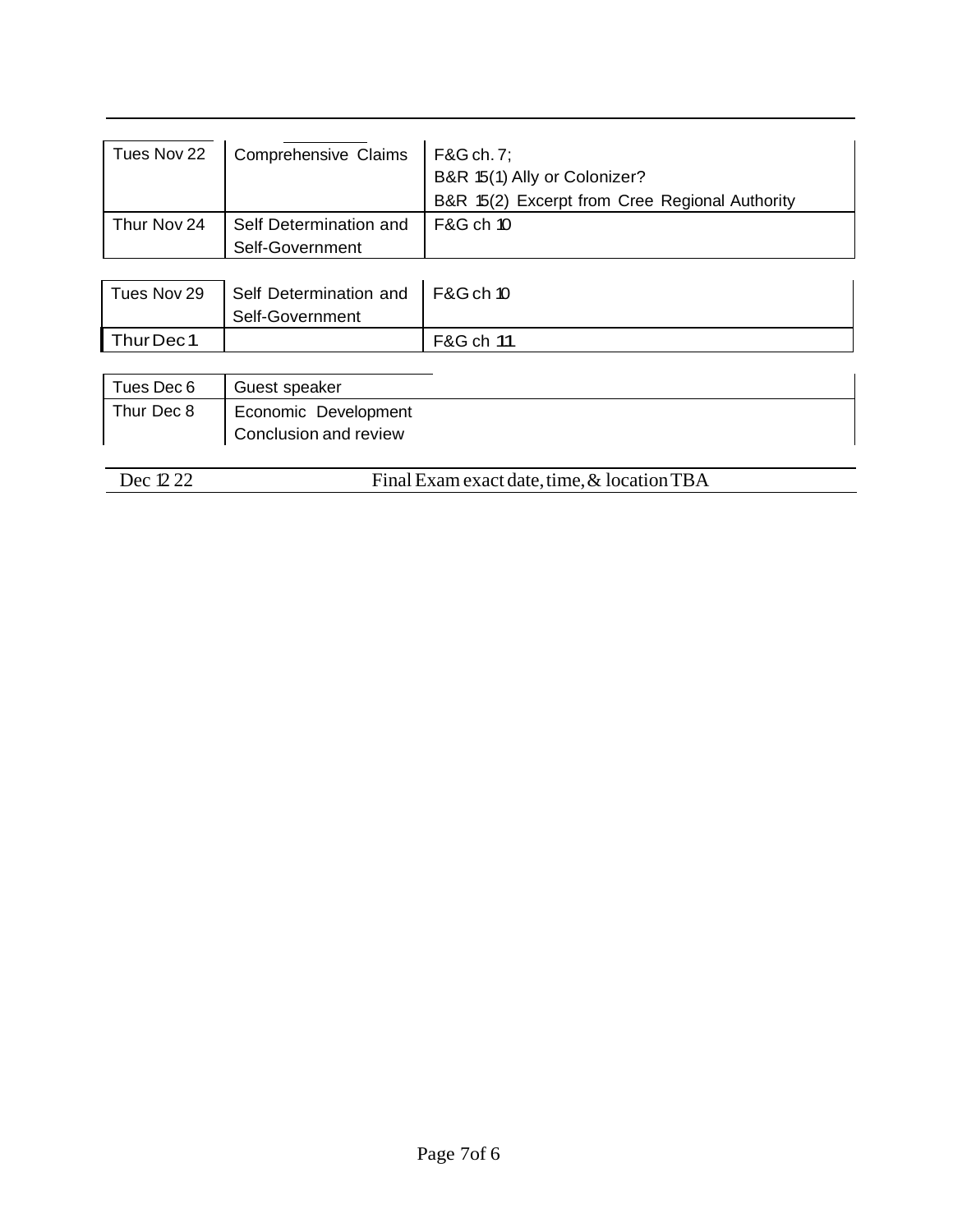| | | |
|---|---|---|
| Tues Nov 22 | Comprehensive Claims | F&G ch. 7;<br>B&R 15(1) Ally or Colonizer?<br>B&R 15(2) Excerpt from Cree Regional Authority |
| Thur Nov 24 | Self Determination and Self-Government | F&G ch 10 |
| Tues Nov 29 | Self Determination and Self-Government | F&G ch 10 |
| Thur Dec 1 | | F&G ch 11 |
| Tues Dec 6 | Guest speaker | |
| Thur Dec 8 | Economic Development<br>Conclusion and review | |

| | |
|---|---|
| Dec 12 22 | Final Exam exact date, time, & location TBA |